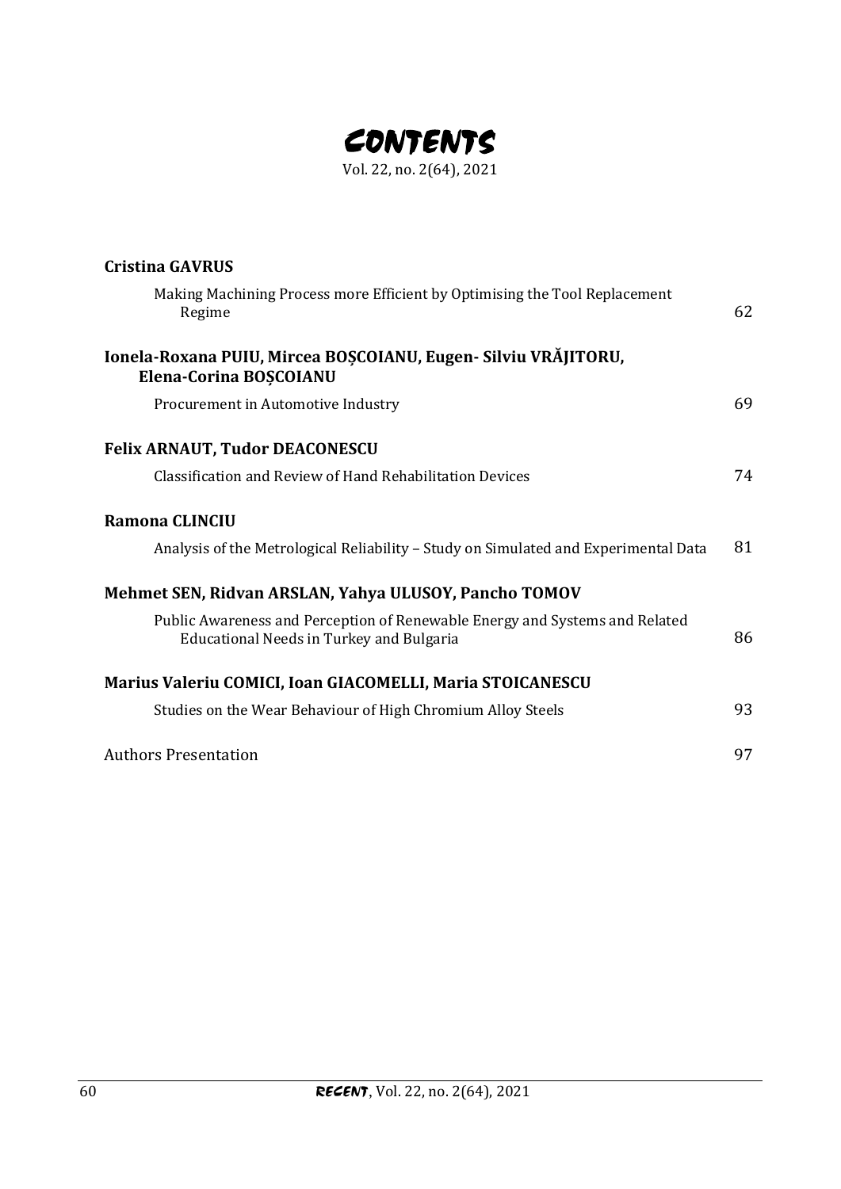# CONTENTS

Vol. 22, no. 2(64), 2021

**Cristina GAVRUS**

Making Machining Process more Efficient by Optimising the Tool Replacement Regime — 62

**Ionela-Roxana PUIU, Mircea BOȘCOIANU, Eugen- Silviu VRĂJITORU, Elena-Corina BOȘCOIANU**

Procurement in Automotive Industry — 69

**Felix ARNAUT, Tudor DEACONESCU**

Classification and Review of Hand Rehabilitation Devices — 74

**Ramona CLINCIU**

Analysis of the Metrological Reliability – Study on Simulated and Experimental Data — 81

**Mehmet SEN, Ridvan ARSLAN, Yahya ULUSOY, Pancho TOMOV**

Public Awareness and Perception of Renewable Energy and Systems and Related Educational Needs in Turkey and Bulgaria — 86

**Marius Valeriu COMICI, Ioan GIACOMELLI, Maria STOICANESCU**

Studies on the Wear Behaviour of High Chromium Alloy Steels — 93

Authors Presentation — 97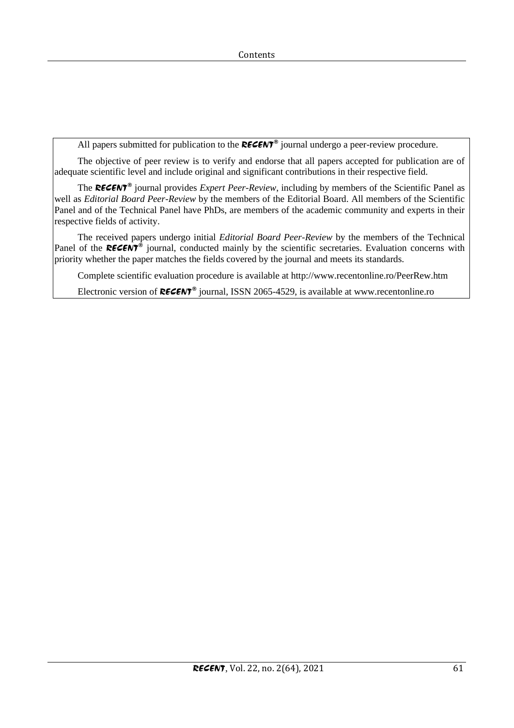All papers submitted for publication to the **RECENT®** journal undergo a peer-review procedure.

The objective of peer review is to verify and endorse that all papers accepted for publication are of adequate scientific level and include original and significant contributions in their respective field.

The **RECENT®** journal provides *Expert Peer-Review*, including by members of the Scientific Panel as well as *Editorial Board Peer-Review* by the members of the Editorial Board. All members of the Scientific Panel and of the Technical Panel have PhDs, are members of the academic community and experts in their respective fields of activity.

The received papers undergo initial *Editorial Board Peer-Review* by the members of the Technical Panel of the **RECENT®** journal, conducted mainly by the scientific secretaries. Evaluation concerns with priority whether the paper matches the fields covered by the journal and meets its standards.

Complete scientific evaluation procedure is available at http://www.recentonline.ro/PeerRew.htm

Electronic version of **RECENT®** journal, ISSN 2065-4529, is available at www.recentonline.ro